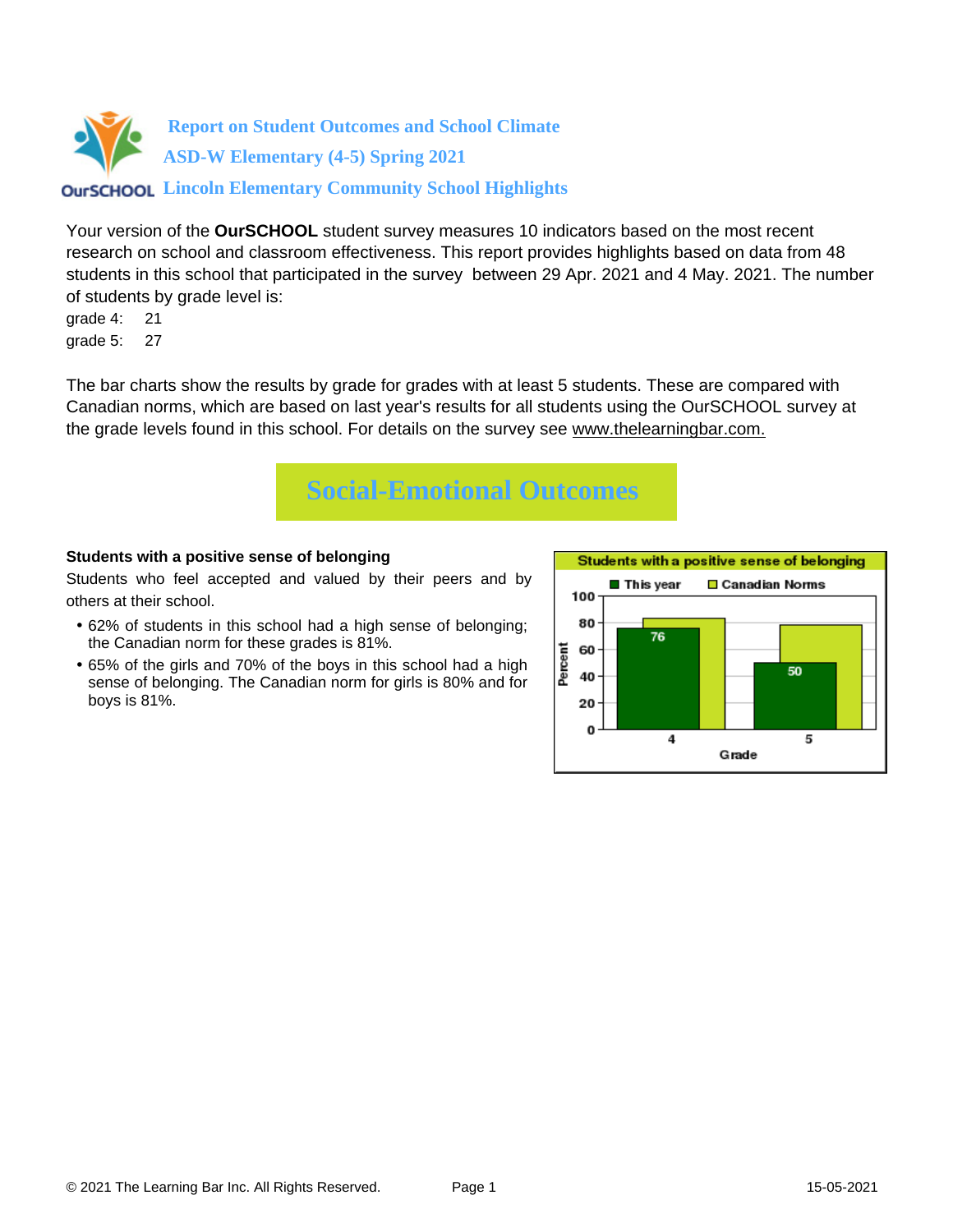# Report on Student Outcomes and School Climate

## ASD-W Elementary (4-5) Spring 2021

## Lincoln Elementary Community School Highlights

Your version of the **OurSCHOOL** student survey measures 10 indicators based on the most recent research on school and classroom effectiveness. This report provides highlights based on data from 48 students in this school that participated in the survey between 29 Apr. 2021 and 4 May. 2021. The number of students by grade level is:

grade 4: 21
grade 5: 27

The bar charts show the results by grade for grades with at least 5 students. These are compared with Canadian norms, which are based on last year's results for all students using the OurSCHOOL survey at the grade levels found in this school. For details on the survey see www.thelearningbar.com.

## Social-Emotional Outcomes

**Students with a positive sense of belonging**

Students who feel accepted and valued by their peers and by others at their school.

- 62% of students in this school had a high sense of belonging; the Canadian norm for these grades is 81%.
- 65% of the girls and 70% of the boys in this school had a high sense of belonging. The Canadian norm for girls is 80% and for boys is 81%.

Students with a positive sense of belonging

| Grade | This year | Canadian Norms |
|---|---|---|
| 4 | 76 | |
| 5 | 50 | |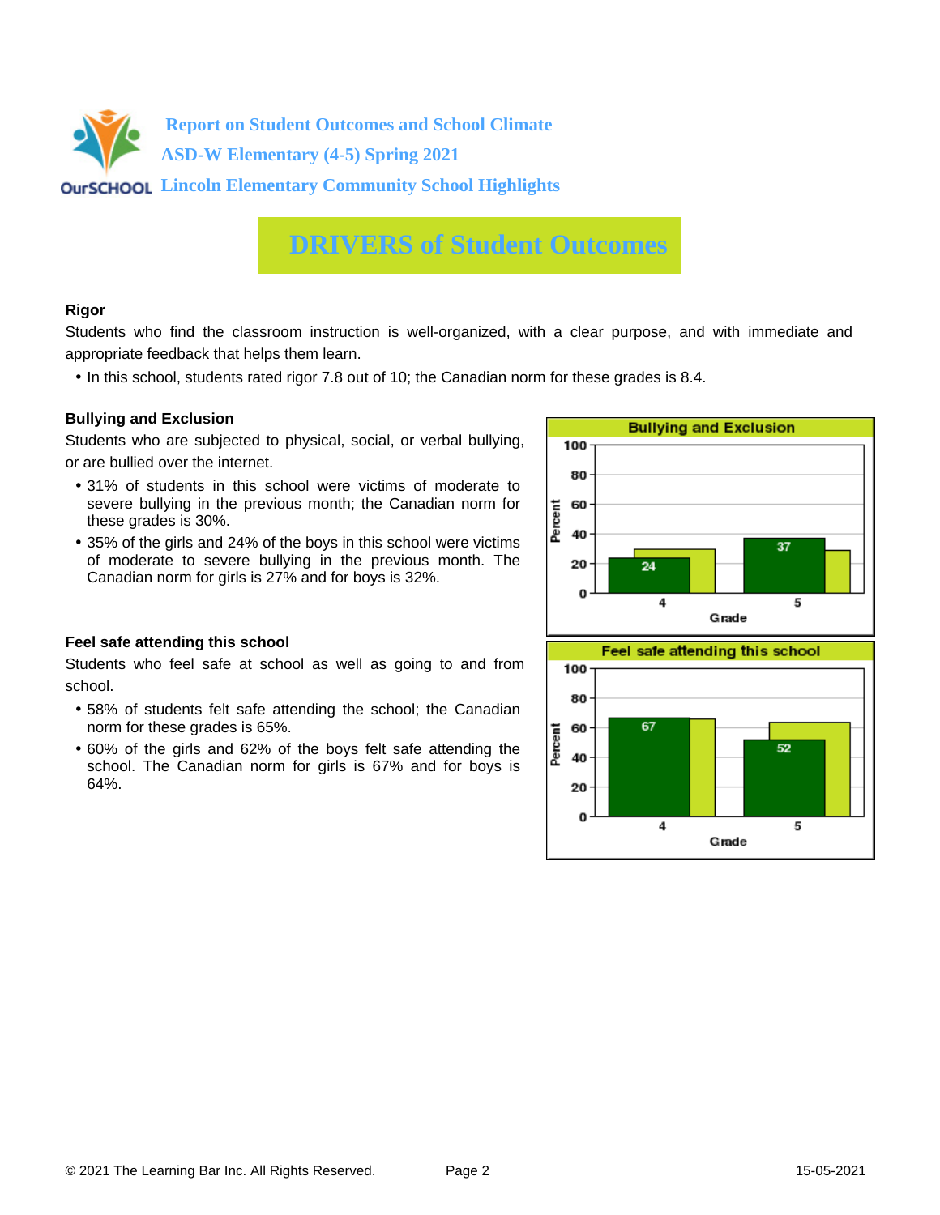# Report on Student Outcomes and School Climate
## ASD-W Elementary (4-5) Spring 2021
## Lincoln Elementary Community School Highlights

# DRIVERS of Student Outcomes

### Rigor

Students who find the classroom instruction is well-organized, with a clear purpose, and with immediate and appropriate feedback that helps them learn.

- In this school, students rated rigor 7.8 out of 10; the Canadian norm for these grades is 8.4.

### Bullying and Exclusion

Students who are subjected to physical, social, or verbal bullying, or are bullied over the internet.

- 31% of students in this school were victims of moderate to severe bullying in the previous month; the Canadian norm for these grades is 30%.
- 35% of the girls and 24% of the boys in this school were victims of moderate to severe bullying in the previous month. The Canadian norm for girls is 27% and for boys is 32%.

**Bullying and Exclusion**

| Grade | Percent |
|---|---|
| 4 | 24 |
| 5 | 37 |

### Feel safe attending this school

Students who feel safe at school as well as going to and from school.

- 58% of students felt safe attending the school; the Canadian norm for these grades is 65%.
- 60% of the girls and 62% of the boys felt safe attending the school. The Canadian norm for girls is 67% and for boys is 64%.

**Feel safe attending this school**

| Grade | Percent |
|---|---|
| 4 | 67 |
| 5 | 52 |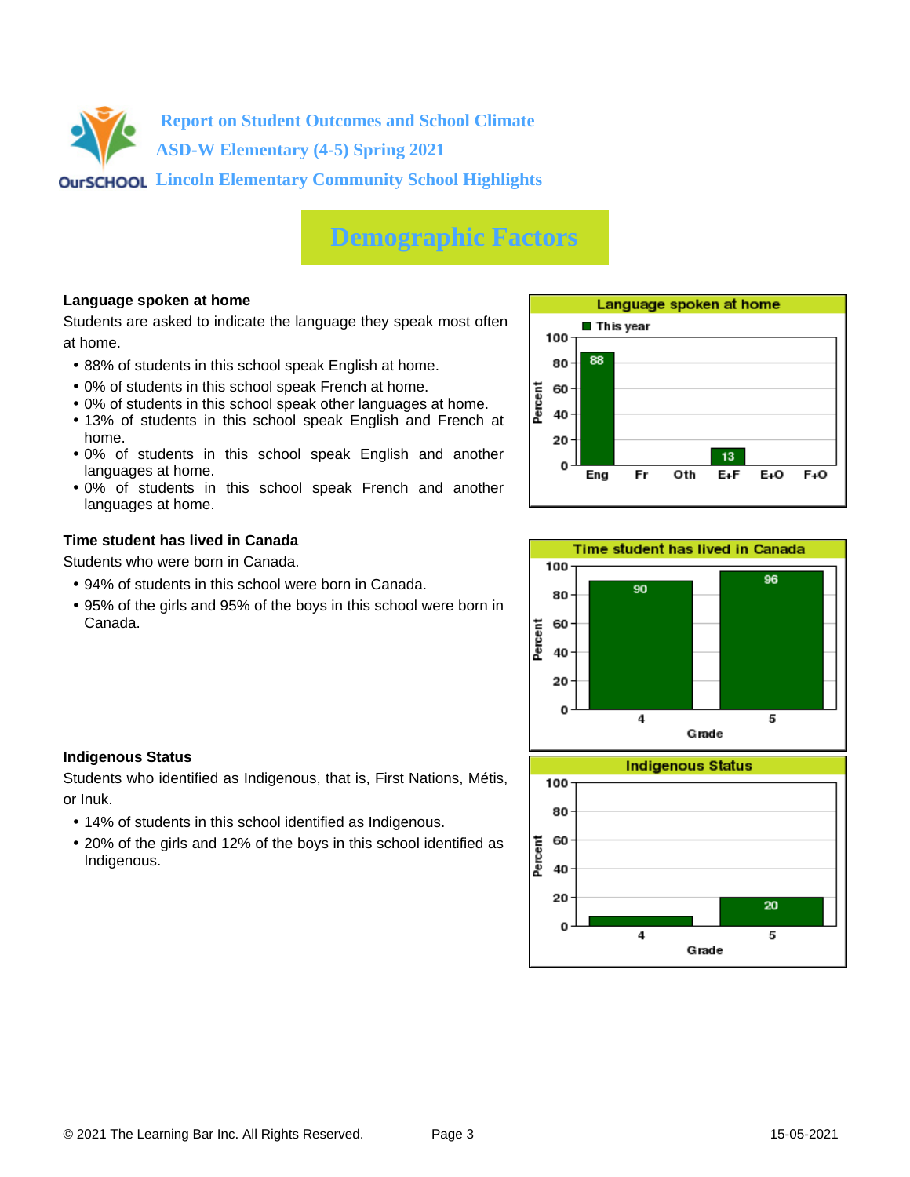Report on Student Outcomes and School Climate
ASD-W Elementary (4-5) Spring 2021
Lincoln Elementary Community School Highlights

# Demographic Factors

### Language spoken at home

Students are asked to indicate the language they speak most often at home.

- 88% of students in this school speak English at home.
- 0% of students in this school speak French at home.
- 0% of students in this school speak other languages at home.
- 13% of students in this school speak English and French at home.
- 0% of students in this school speak English and another languages at home.
- 0% of students in this school speak French and another languages at home.

**Language spoken at home** (This year, Percent)

| Eng | Fr | Oth | E+F | E+O | F+O |
|---|---|---|---|---|---|
| 88 | | | 13 | | |

### Time student has lived in Canada

Students who were born in Canada.

- 94% of students in this school were born in Canada.
- 95% of the girls and 95% of the boys in this school were born in Canada.

**Time student has lived in Canada** (Percent)

| Grade | 4 | 5 |
|---|---|---|
| Percent | 90 | 96 |

### Indigenous Status

Students who identified as Indigenous, that is, First Nations, Métis, or Inuk.

- 14% of students in this school identified as Indigenous.
- 20% of the girls and 12% of the boys in this school identified as Indigenous.

**Indigenous Status** (Percent)

| Grade | 4 | 5 |
|---|---|---|
| Percent | | 20 |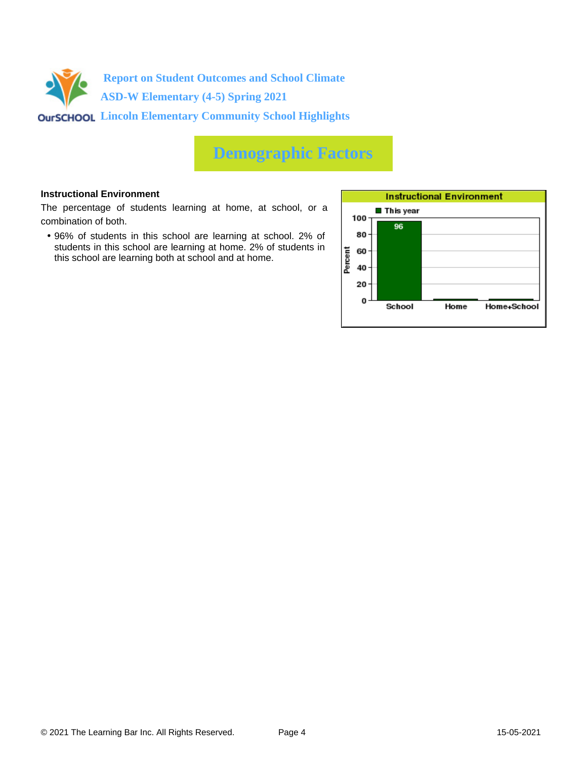Report on Student Outcomes and School Climate
ASD-W Elementary (4-5) Spring 2021
Lincoln Elementary Community School Highlights

# Demographic Factors

### Instructional Environment

The percentage of students learning at home, at school, or a combination of both.

- 96% of students in this school are learning at school. 2% of students in this school are learning at home. 2% of students in this school are learning both at school and at home.

**Instructional Environment**

| | School | Home | Home+School |
|---|---|---|---|
| This year (Percent) | 96 | | |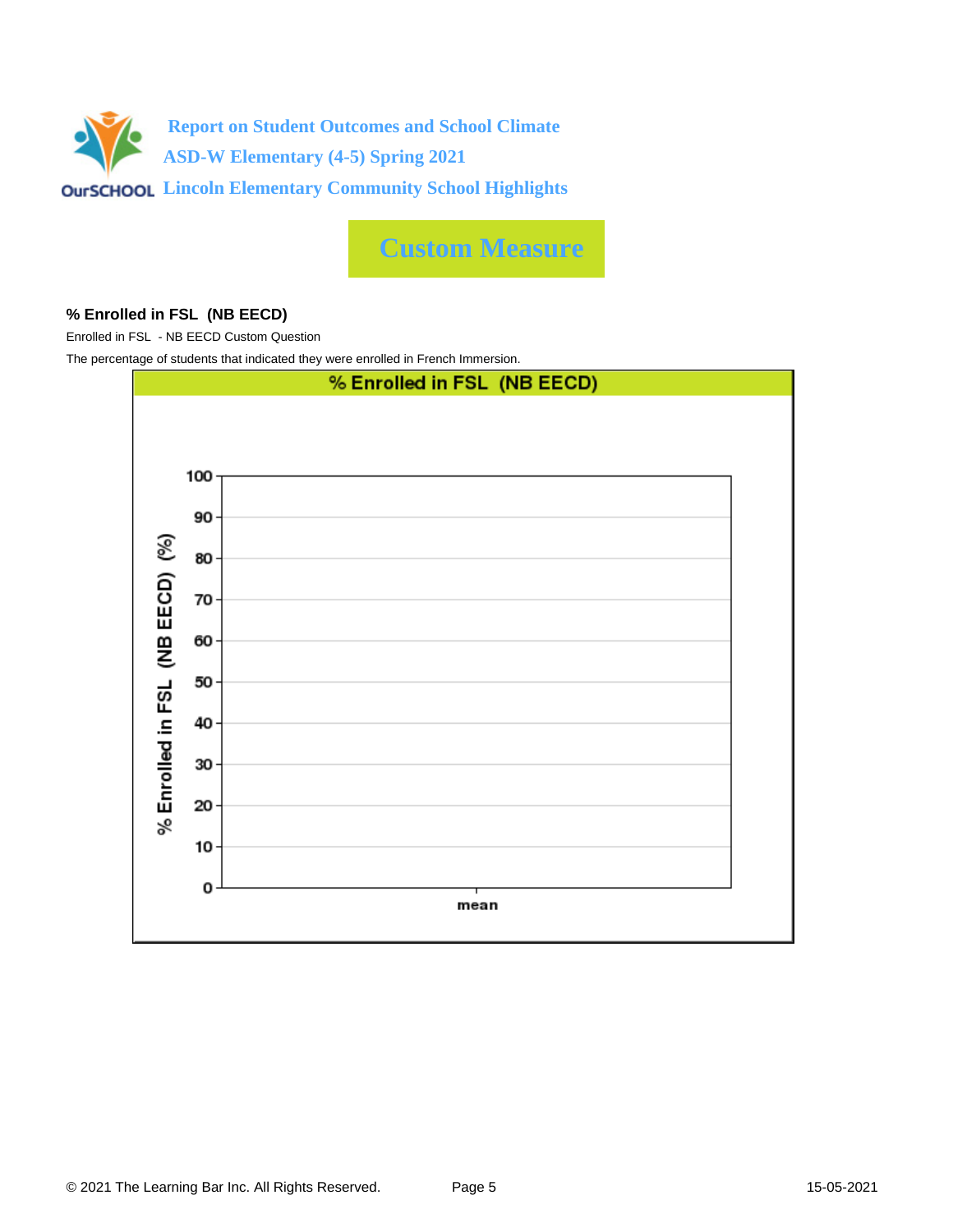Report on Student Outcomes and School Climate

ASD-W Elementary (4-5) Spring 2021

Lincoln Elementary Community School Highlights

# Custom Measure

### % Enrolled in FSL (NB EECD)

Enrolled in FSL - NB EECD Custom Question

The percentage of students that indicated they were enrolled in French Immersion.

**% Enrolled in FSL (NB EECD)**

% Enrolled in FSL (NB EECD) (%)

100
90
80
70
60
50
40
30
20
10
0

mean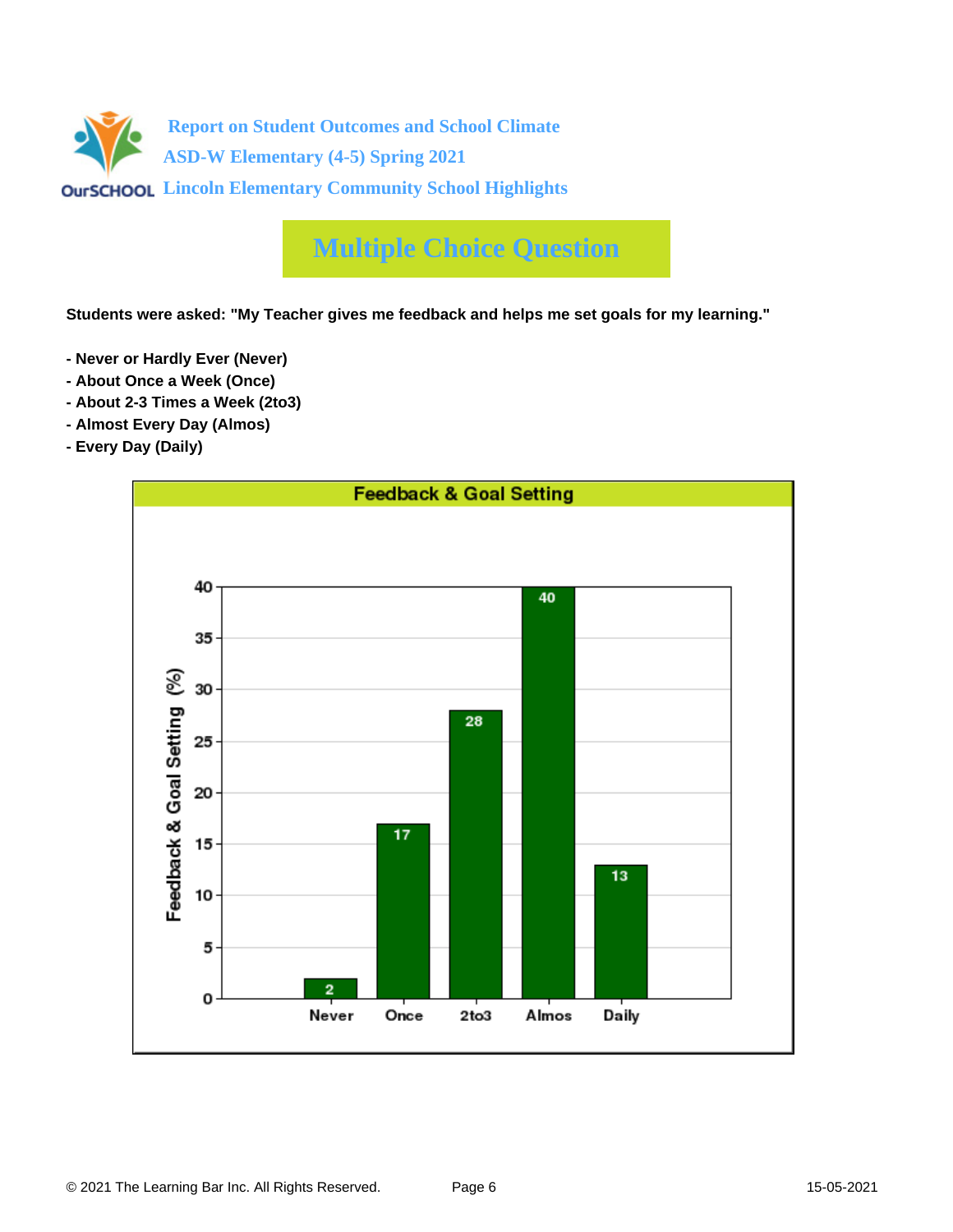# Report on Student Outcomes and School Climate
## ASD-W Elementary (4-5) Spring 2021
## Lincoln Elementary Community School Highlights

## Multiple Choice Question

**Students were asked: "My Teacher gives me feedback and helps me set goals for my learning."**

- **Never or Hardly Ever (Never)**
- **About Once a Week (Once)**
- **About 2-3 Times a Week (2to3)**
- **Almost Every Day (Almos)**
- **Every Day (Daily)**

**Feedback & Goal Setting**

| Response | Feedback & Goal Setting (%) |
|---|---|
| Never | 2 |
| Once | 17 |
| 2to3 | 28 |
| Almos | 40 |
| Daily | 13 |

© 2021 The Learning Bar Inc. All Rights Reserved. 15-05-2021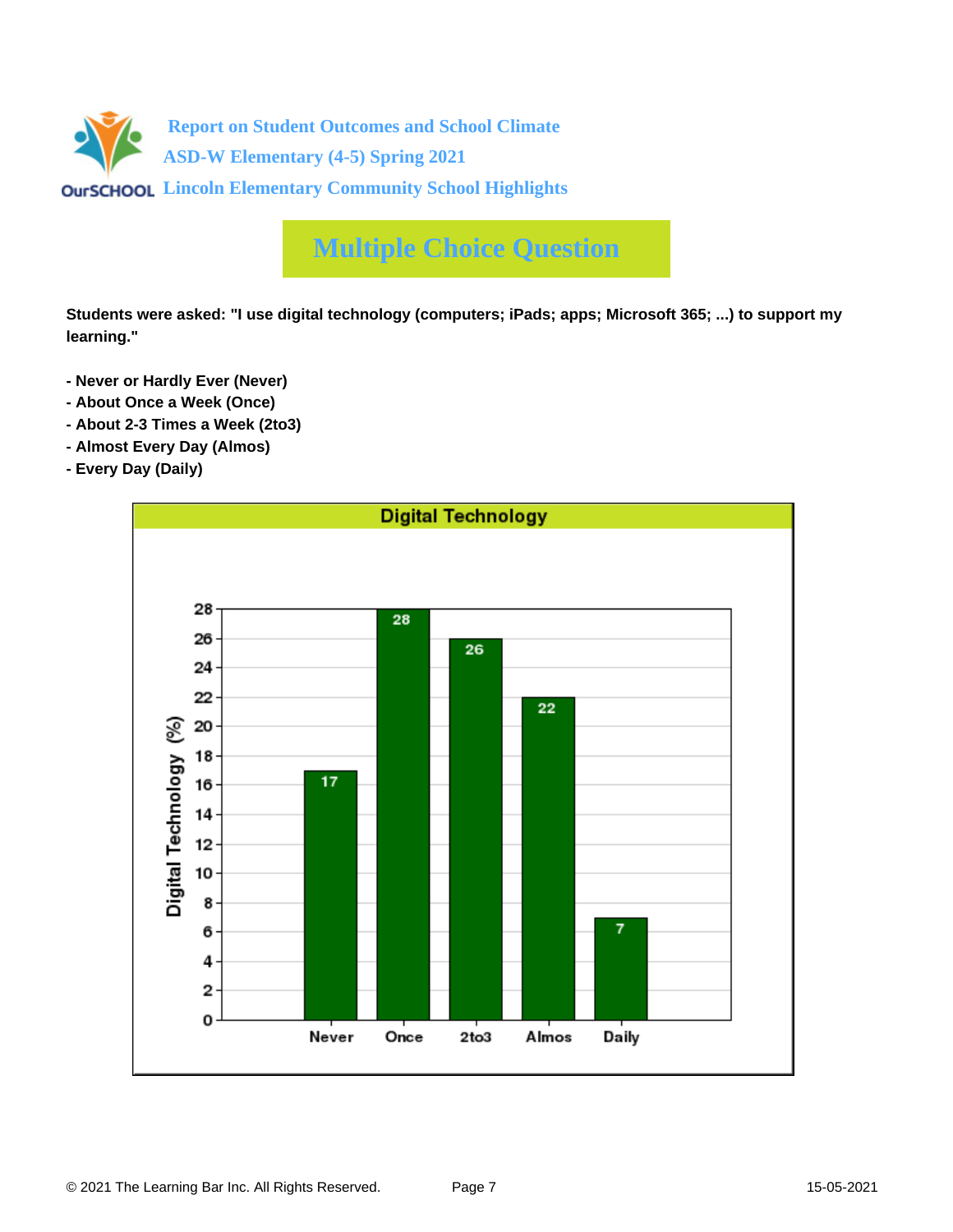Report on Student Outcomes and School Climate
ASD-W Elementary (4-5) Spring 2021
Lincoln Elementary Community School Highlights

## Multiple Choice Question

**Students were asked: "I use digital technology (computers; iPads; apps; Microsoft 365; ...) to support my learning."**

- **Never or Hardly Ever (Never)**
- **About Once a Week (Once)**
- **About 2-3 Times a Week (2to3)**
- **Almost Every Day (Almos)**
- **Every Day (Daily)**

Digital Technology

Digital Technology (%)

28
26
24
22
20
18
16
14
12
10
8
6
4
2
0

17
28
26
22
7

Never
Once
2to3
Almos
Daily

© 2021 The Learning Bar Inc. All Rights Reserved.

15-05-2021